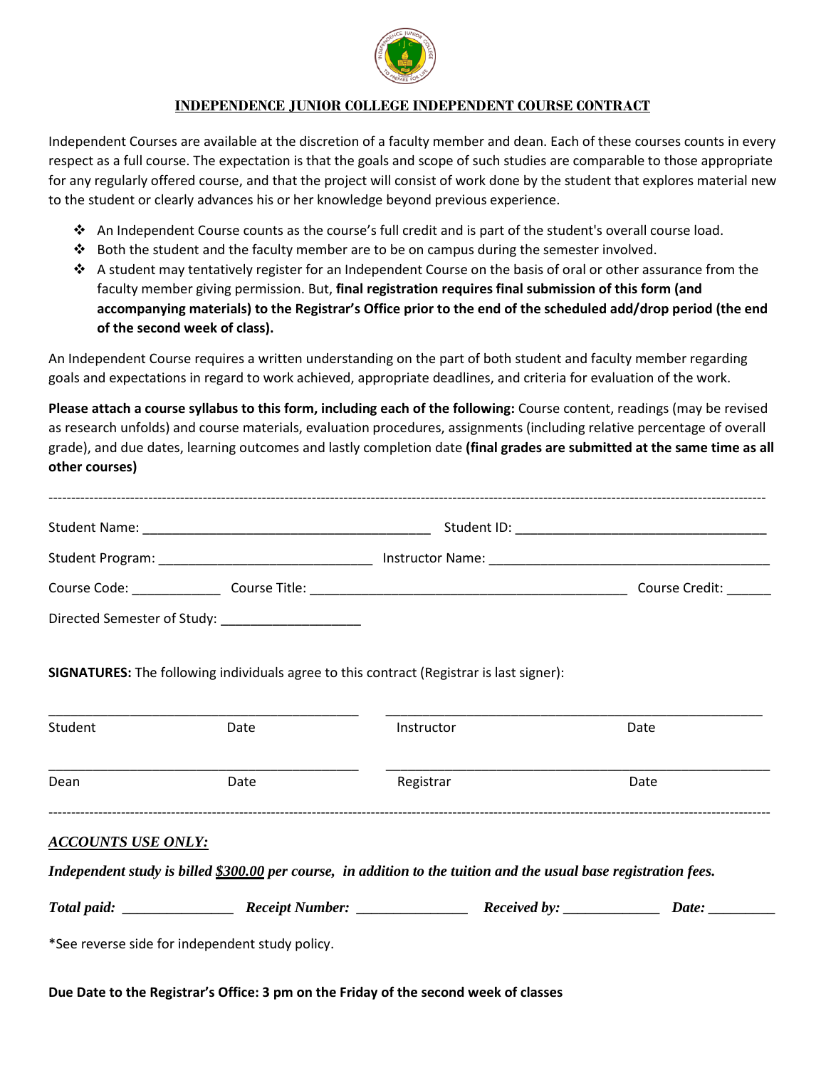# INDEPENDENCE JUNIOR COLLEGE INDEPENDENT COURSE CONTRACT

Independent Courses are available at the discretion of a faculty member and dean. Each of these courses counts in every respect as a full course. The expectation is that the goals and scope of such studies are comparable to those appropriate for any regularly offered course, and that the project will consist of work done by the student that explores material new to the student or clearly advances his or her knowledge beyond previous experience.

- An Independent Course counts as the course's full credit and is part of the student's overall course load.
- Both the student and the faculty member are to be on campus during the semester involved.
- A student may tentatively register for an Independent Course on the basis of oral or other assurance from the faculty member giving permission. But, **final registration requires final submission of this form (and accompanying materials) to the Registrar's Office prior to the end of the scheduled add/drop period (the end of the second week of class).**

An Independent Course requires a written understanding on the part of both student and faculty member regarding goals and expectations in regard to work achieved, appropriate deadlines, and criteria for evaluation of the work.

**Please attach a course syllabus to this form, including each of the following:** Course content, readings (may be revised as research unfolds) and course materials, evaluation procedures, assignments (including relative percentage of overall grade), and due dates, learning outcomes and lastly completion date **(final grades are submitted at the same time as all other courses)**

---

Student Name: ________________________________________ Student ID: __________________________________

Student Program: ______________________________ Instructor Name: ________________________________________

Course Code: ____________ Course Title: ____________________________________________ Course Credit: ______

Directed Semester of Study: ___________________

**SIGNATURES:** The following individuals agree to this contract (Registrar is last signer):

____________________________________________ ______________________________________________________

Student Date Instructor Date

____________________________________________ ______________________________________________________

Dean Date Registrar Date

---

***ACCOUNTS USE ONLY:***

***Independent study is billed <u>$300.00</u> per course, in addition to the tuition and the usual base registration fees.***

***Total paid:*** _______________ ***Receipt Number:*** _______________ ***Received by:*** _____________ ***Date:*** _________

*See reverse side for independent study policy.

**Due Date to the Registrar's Office: 3 pm on the Friday of the second week of classes**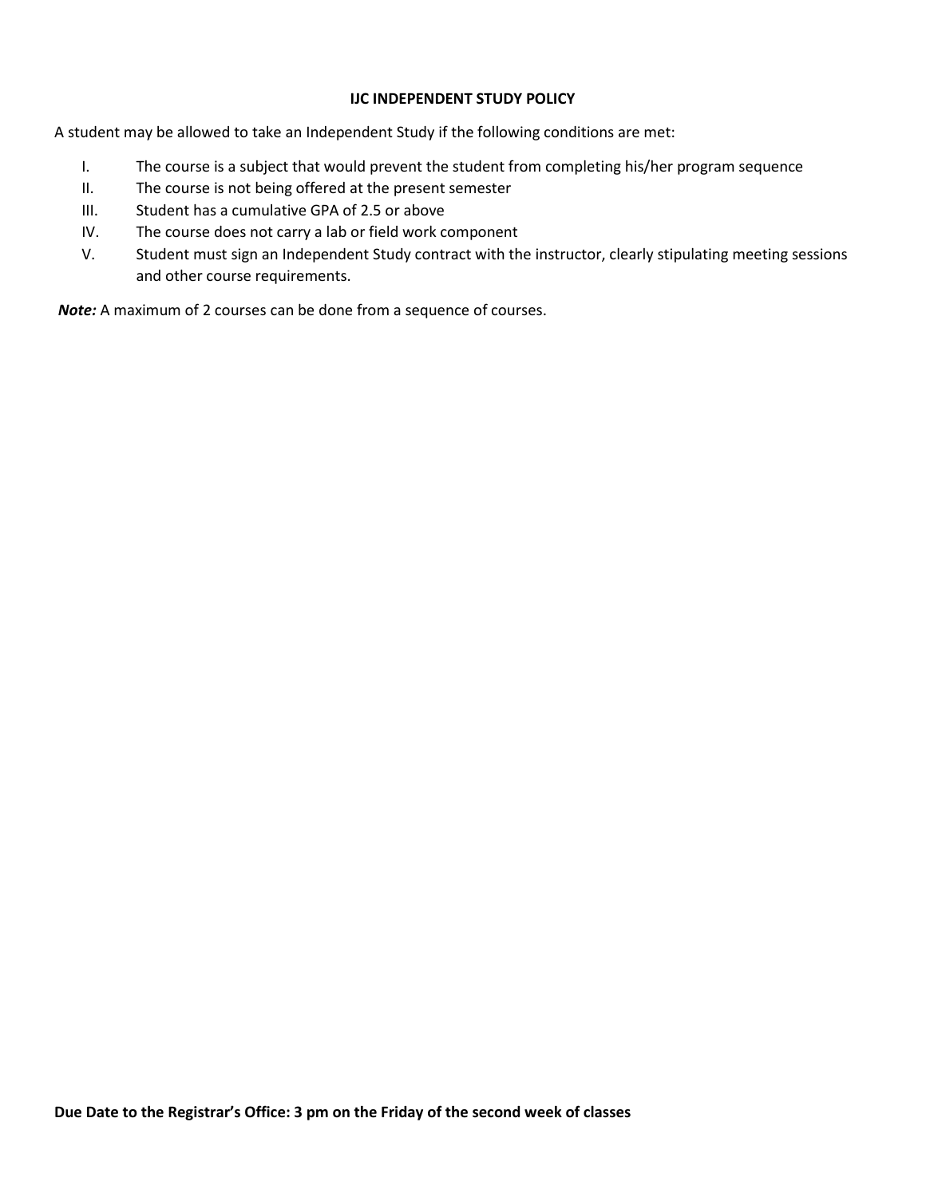# IJC INDEPENDENT STUDY POLICY

A student may be allowed to take an Independent Study if the following conditions are met:

I. The course is a subject that would prevent the student from completing his/her program sequence
II. The course is not being offered at the present semester
III. Student has a cumulative GPA of 2.5 or above
IV. The course does not carry a lab or field work component
V. Student must sign an Independent Study contract with the instructor, clearly stipulating meeting sessions and other course requirements.

***Note:*** A maximum of 2 courses can be done from a sequence of courses.

**Due Date to the Registrar's Office: 3 pm on the Friday of the second week of classes**